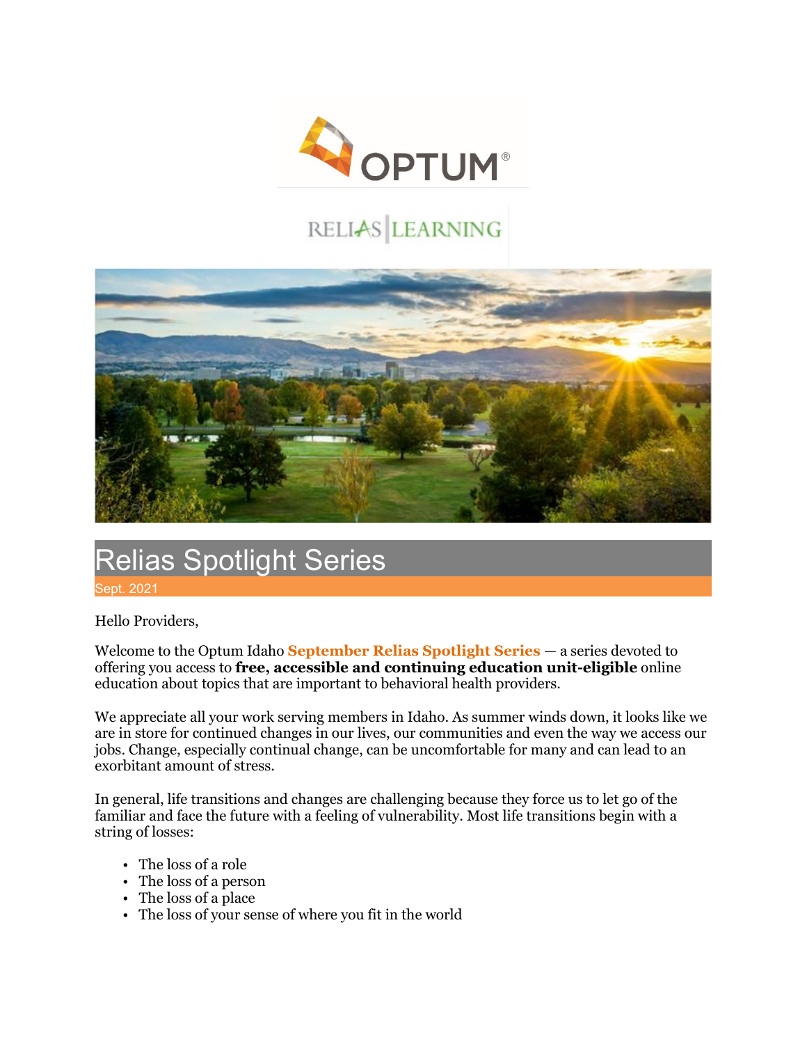# Relias Spotlight Series

Sept. 2021

Hello Providers,

Welcome to the Optum Idaho **September Relias Spotlight Series** — a series devoted to offering you access to **free, accessible and continuing education unit-eligible** online education about topics that are important to behavioral health providers.

We appreciate all your work serving members in Idaho. As summer winds down, it looks like we are in store for continued changes in our lives, our communities and even the way we access our jobs. Change, especially continual change, can be uncomfortable for many and can lead to an exorbitant amount of stress.

In general, life transitions and changes are challenging because they force us to let go of the familiar and face the future with a feeling of vulnerability. Most life transitions begin with a string of losses:

- The loss of a role
- The loss of a person
- The loss of a place
- The loss of your sense of where you fit in the world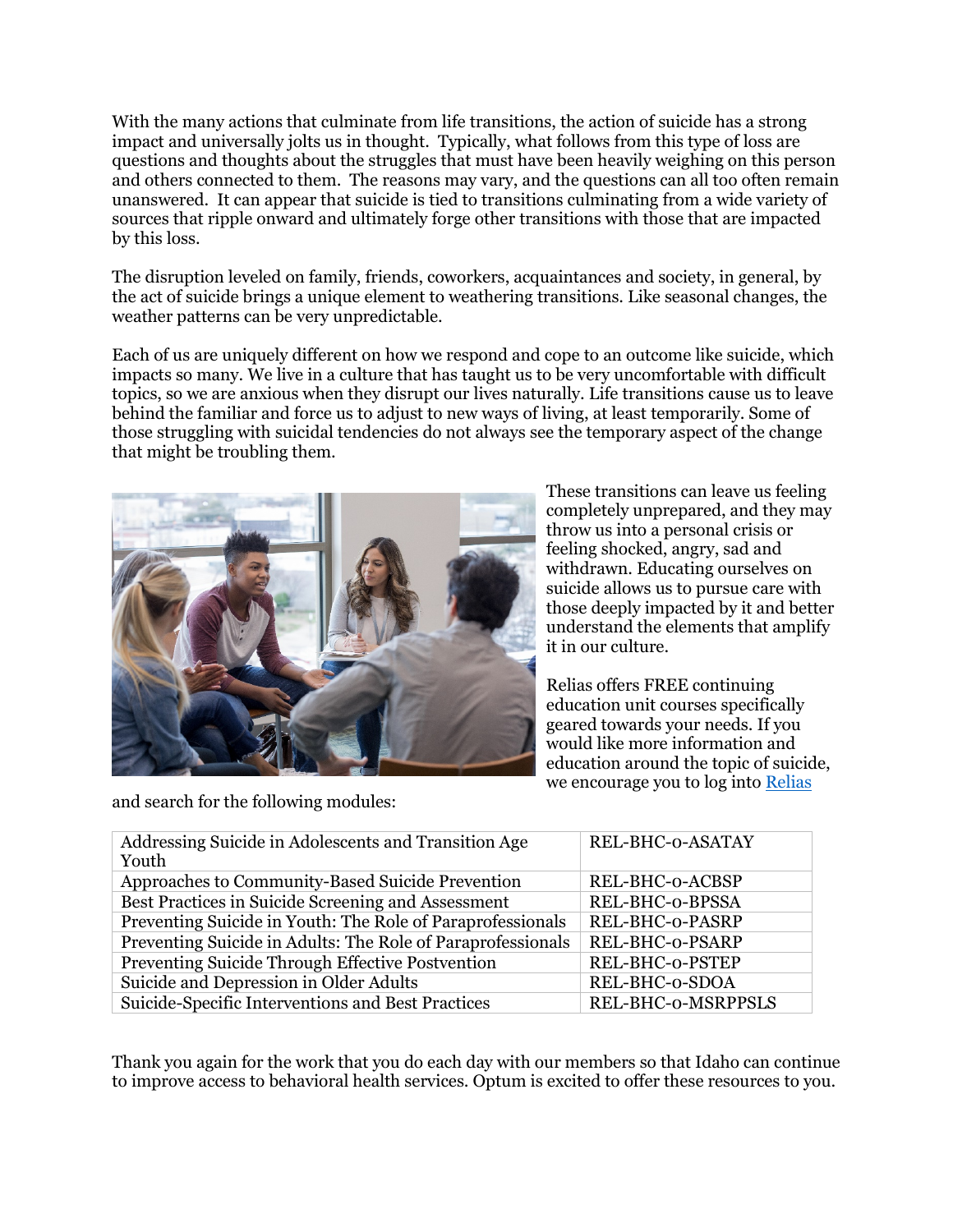With the many actions that culminate from life transitions, the action of suicide has a strong impact and universally jolts us in thought. Typically, what follows from this type of loss are questions and thoughts about the struggles that must have been heavily weighing on this person and others connected to them. The reasons may vary, and the questions can all too often remain unanswered. It can appear that suicide is tied to transitions culminating from a wide variety of sources that ripple onward and ultimately forge other transitions with those that are impacted by this loss.

The disruption leveled on family, friends, coworkers, acquaintances and society, in general, by the act of suicide brings a unique element to weathering transitions. Like seasonal changes, the weather patterns can be very unpredictable.

Each of us are uniquely different on how we respond and cope to an outcome like suicide, which impacts so many. We live in a culture that has taught us to be very uncomfortable with difficult topics, so we are anxious when they disrupt our lives naturally. Life transitions cause us to leave behind the familiar and force us to adjust to new ways of living, at least temporarily. Some of those struggling with suicidal tendencies do not always see the temporary aspect of the change that might be troubling them.

These transitions can leave us feeling completely unprepared, and they may throw us into a personal crisis or feeling shocked, angry, sad and withdrawn. Educating ourselves on suicide allows us to pursue care with those deeply impacted by it and better understand the elements that amplify it in our culture.

Relias offers FREE continuing education unit courses specifically geared towards your needs. If you would like more information and education around the topic of suicide, we encourage you to log into [Relias]() and search for the following modules:

| | |
|---|---|
| Addressing Suicide in Adolescents and Transition Age Youth | REL-BHC-0-ASATAY |
| Approaches to Community-Based Suicide Prevention | REL-BHC-0-ACBSP |
| Best Practices in Suicide Screening and Assessment | REL-BHC-0-BPSSA |
| Preventing Suicide in Youth: The Role of Paraprofessionals | REL-BHC-0-PASRP |
| Preventing Suicide in Adults: The Role of Paraprofessionals | REL-BHC-0-PSARP |
| Preventing Suicide Through Effective Postvention | REL-BHC-0-PSTEP |
| Suicide and Depression in Older Adults | REL-BHC-0-SDOA |
| Suicide-Specific Interventions and Best Practices | REL-BHC-0-MSRPPSLS |

Thank you again for the work that you do each day with our members so that Idaho can continue to improve access to behavioral health services. Optum is excited to offer these resources to you.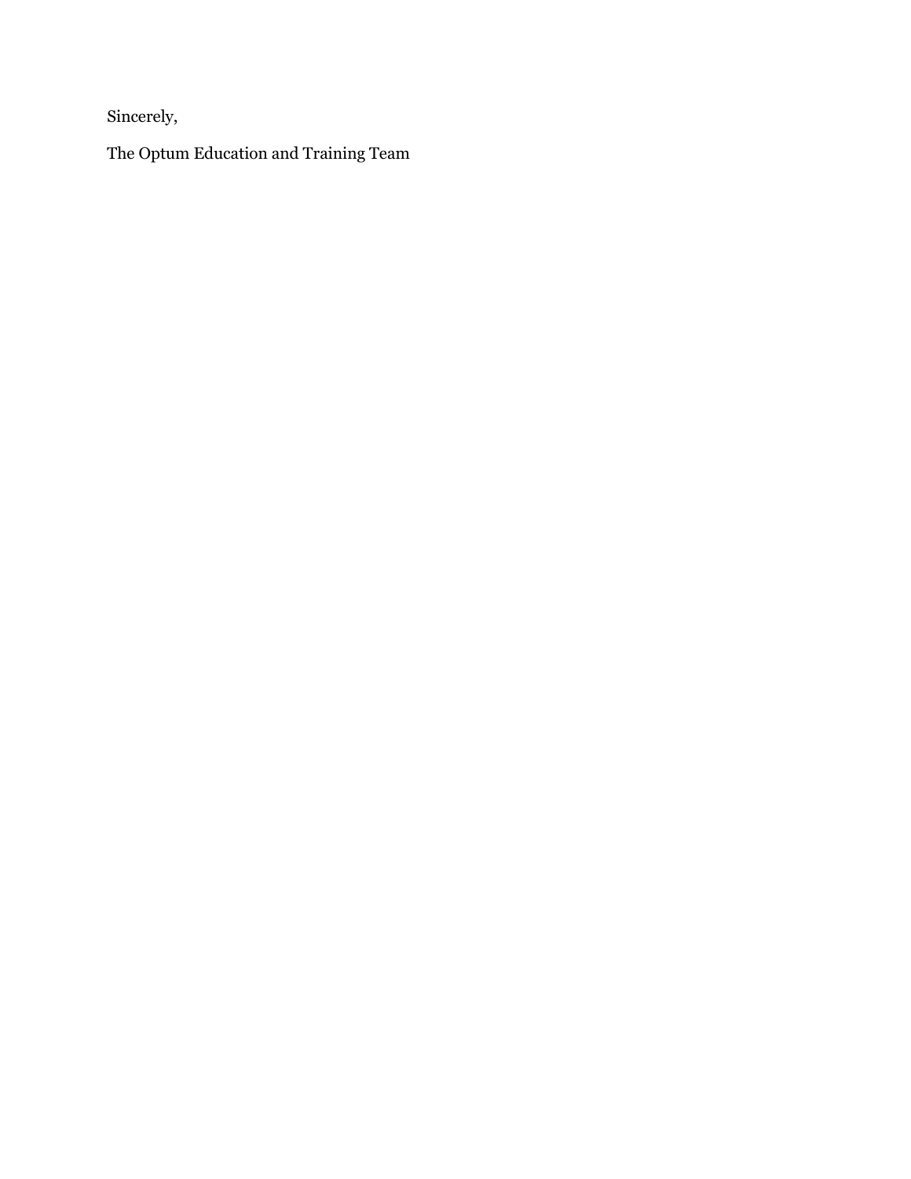Sincerely,

The Optum Education and Training Team